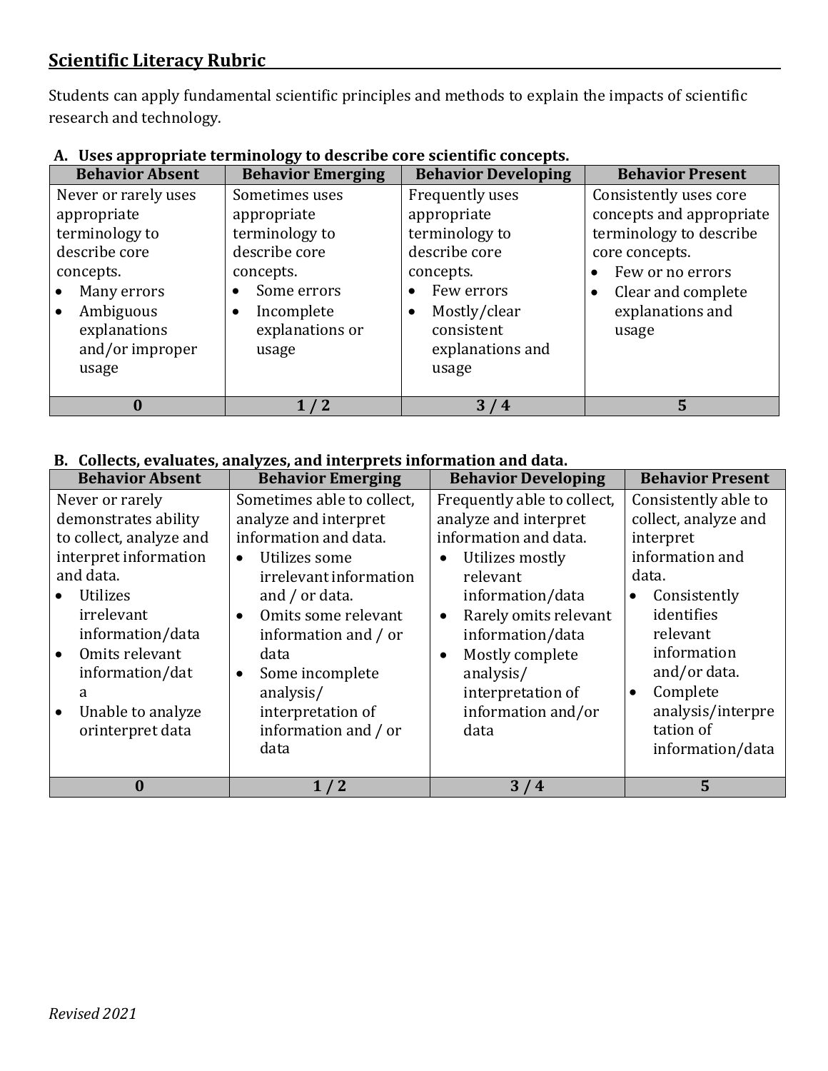## Scientific Literacy Rubric

Students can apply fundamental scientific principles and methods to explain the impacts of scientific research and technology.

### A. Uses appropriate terminology to describe core scientific concepts.

| Behavior Absent | Behavior Emerging | Behavior Developing | Behavior Present |
|---|---|---|---|
| Never or rarely uses appropriate terminology to describe core concepts.<br>• Many errors<br>• Ambiguous explanations and/or improper usage | Sometimes uses appropriate terminology to describe core concepts.<br>• Some errors<br>• Incomplete explanations or usage | Frequently uses appropriate terminology to describe core concepts.<br>• Few errors<br>• Mostly/clear consistent explanations and usage | Consistently uses core concepts and appropriate terminology to describe core concepts.<br>• Few or no errors<br>• Clear and complete explanations and usage |
| **0** | **1 / 2** | **3 / 4** | **5** |

### B. Collects, evaluates, analyzes, and interprets information and data.

| Behavior Absent | Behavior Emerging | Behavior Developing | Behavior Present |
|---|---|---|---|
| Never or rarely demonstrates ability to collect, analyze and interpret information and data.<br>• Utilizes irrelevant information/data<br>• Omits relevant information/data<br>• Unable to analyze orinterpret data | Sometimes able to collect, analyze and interpret information and data.<br>• Utilizes some irrelevant information and / or data.<br>• Omits some relevant information and / or data<br>• Some incomplete analysis/ interpretation of information and / or data | Frequently able to collect, analyze and interpret information and data.<br>• Utilizes mostly relevant information/data<br>• Rarely omits relevant information/data<br>• Mostly complete analysis/ interpretation of information and/or data | Consistently able to collect, analyze and interpret information and data.<br>• Consistently identifies relevant information and/or data.<br>• Complete analysis/interpretation of information/data |
| **0** | **1 / 2** | **3 / 4** | **5** |

*Revised 2021*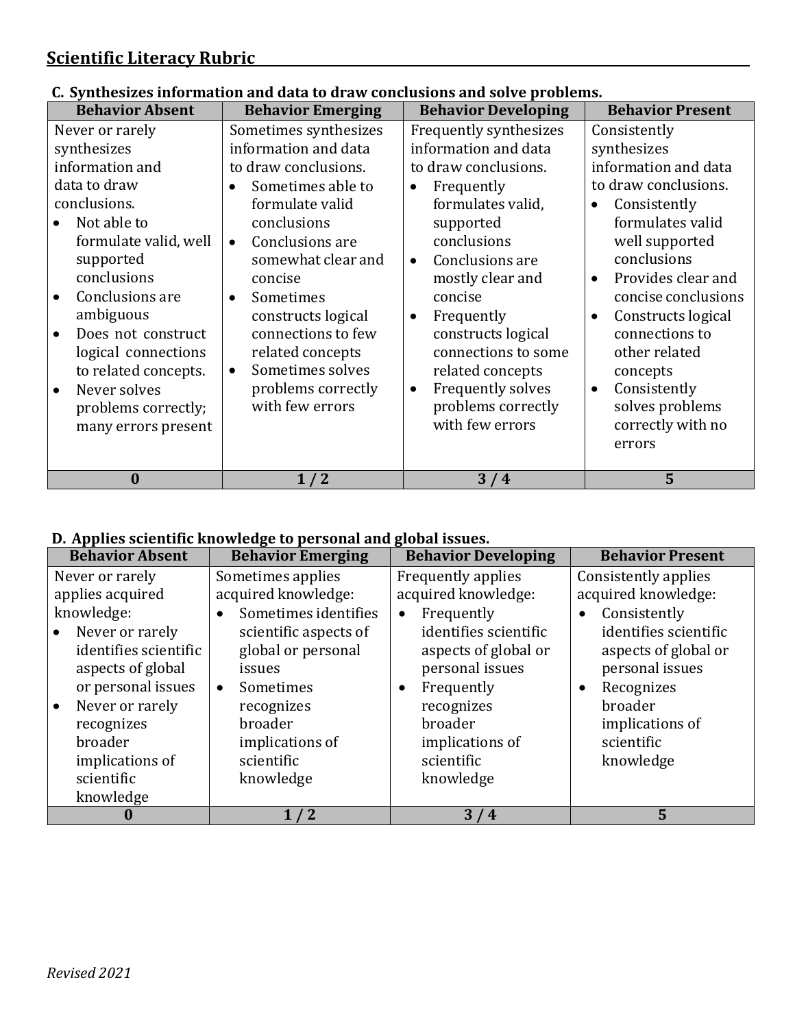## Scientific Literacy Rubric

### C. Synthesizes information and data to draw conclusions and solve problems.

| Behavior Absent | Behavior Emerging | Behavior Developing | Behavior Present |
|---|---|---|---|
| Never or rarely synthesizes information and data to draw conclusions.<br>• Not able to formulate valid, well supported conclusions<br>• Conclusions are ambiguous<br>• Does not construct logical connections to related concepts.<br>• Never solves problems correctly; many errors present | Sometimes synthesizes information and data to draw conclusions.<br>• Sometimes able to formulate valid conclusions<br>• Conclusions are somewhat clear and concise<br>• Sometimes constructs logical connections to few related concepts<br>• Sometimes solves problems correctly with few errors | Frequently synthesizes information and data to draw conclusions.<br>• Frequently formulates valid, supported conclusions<br>• Conclusions are mostly clear and concise<br>• Frequently constructs logical connections to some related concepts<br>• Frequently solves problems correctly with few errors | Consistently synthesizes information and data to draw conclusions.<br>• Consistently formulates valid well supported conclusions<br>• Provides clear and concise conclusions<br>• Constructs logical connections to other related concepts<br>• Consistently solves problems correctly with no errors |
| **0** | **1 / 2** | **3 / 4** | **5** |

### D. Applies scientific knowledge to personal and global issues.

| Behavior Absent | Behavior Emerging | Behavior Developing | Behavior Present |
|---|---|---|---|
| Never or rarely applies acquired knowledge:<br>• Never or rarely identifies scientific aspects of global or personal issues<br>• Never or rarely recognizes broader implications of scientific knowledge | Sometimes applies acquired knowledge:<br>• Sometimes identifies scientific aspects of global or personal issues<br>• Sometimes recognizes broader implications of scientific knowledge | Frequently applies acquired knowledge:<br>• Frequently identifies scientific aspects of global or personal issues<br>• Frequently recognizes broader implications of scientific knowledge | Consistently applies acquired knowledge:<br>• Consistently identifies scientific aspects of global or personal issues<br>• Recognizes broader implications of scientific knowledge |
| **0** | **1 / 2** | **3 / 4** | **5** |

*Revised 2021*